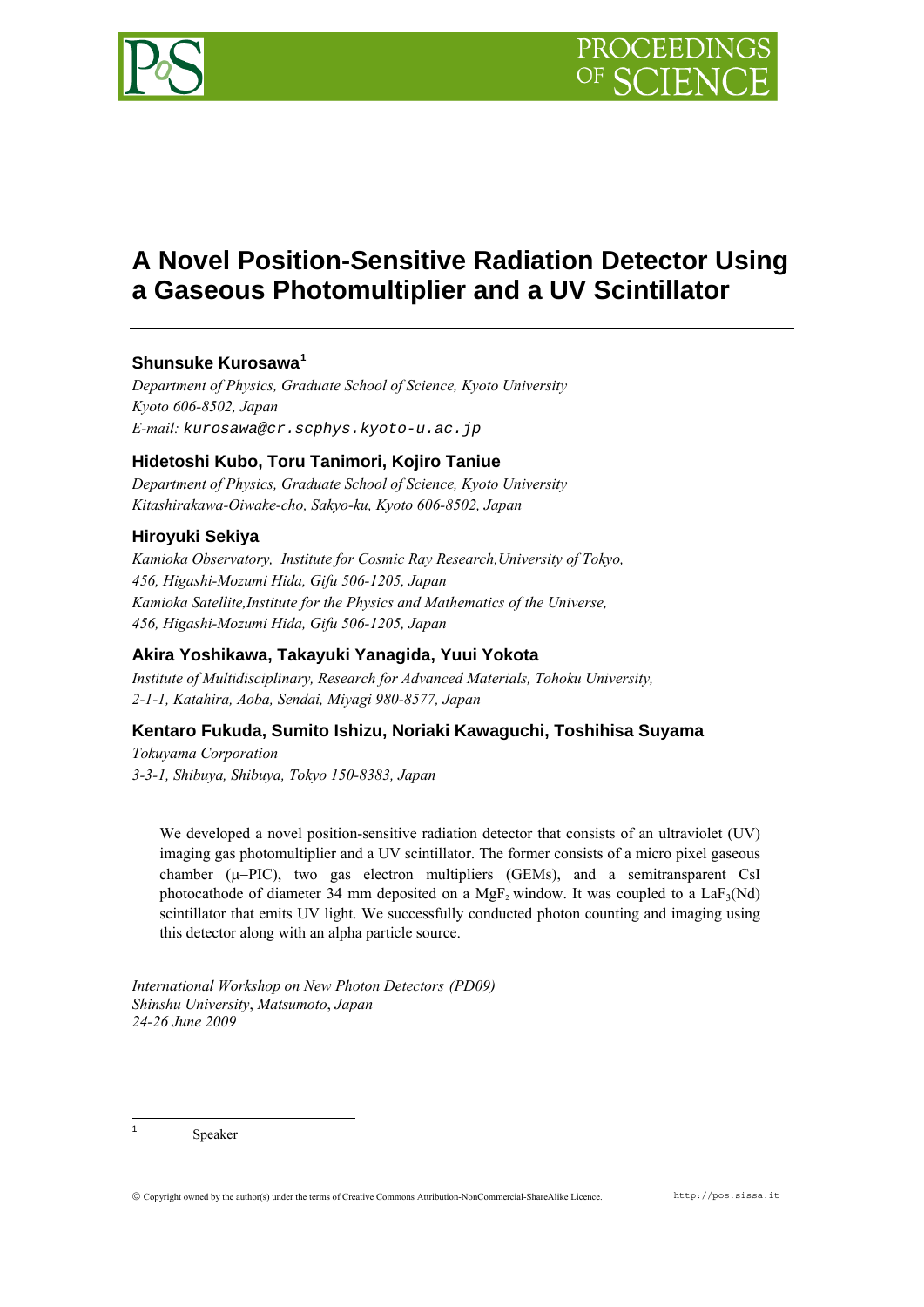# A Novel Position-Sensitive Radiation Detector Using a Gaseous Photomultiplier and a UV Scintillator

### Shunsuke Kurosawa[1]

*Department of Physics, Graduate School of Science, Kyoto University*
*Kyoto 606-8502, Japan*
*E-mail:* `kurosawa@cr.scphys.kyoto-u.ac.jp`

### Hidetoshi Kubo, Toru Tanimori, Kojiro Taniue

*Department of Physics, Graduate School of Science, Kyoto University*
*Kitashirakawa-Oiwake-cho, Sakyo-ku, Kyoto 606-8502, Japan*

### Hiroyuki Sekiya

*Kamioka Observatory, Institute for Cosmic Ray Research,University of Tokyo,*
*456, Higashi-Mozumi Hida, Gifu 506-1205, Japan*
*Kamioka Satellite,Institute for the Physics and Mathematics of the Universe,*
*456, Higashi-Mozumi Hida, Gifu 506-1205, Japan*

### Akira Yoshikawa, Takayuki Yanagida, Yuui Yokota

*Institute of Multidisciplinary, Research for Advanced Materials, Tohoku University,*
*2-1-1, Katahira, Aoba, Sendai, Miyagi 980-8577, Japan*

### Kentaro Fukuda, Sumito Ishizu, Noriaki Kawaguchi, Toshihisa Suyama

*Tokuyama Corporation*
*3-3-1, Shibuya, Shibuya, Tokyo 150-8383, Japan*

We developed a novel position-sensitive radiation detector that consists of an ultraviolet (UV) imaging gas photomultiplier and a UV scintillator. The former consists of a micro pixel gaseous chamber ($\mu$−PIC), two gas electron multipliers (GEMs), and a semitransparent CsI photocathode of diameter 34 mm deposited on a $MgF_2$ window. It was coupled to a $LaF_3$(Nd) scintillator that emits UV light. We successfully conducted photon counting and imaging using this detector along with an alpha particle source.

*International Workshop on New Photon Detectors (PD09)*
*Shinshu University, Matsumoto, Japan*
*24-26 June 2009*

[1] Speaker

© Copyright owned by the author(s) under the terms of Creative Commons Attribution-NonCommercial-ShareAlike Licence. http://pos.sissa.it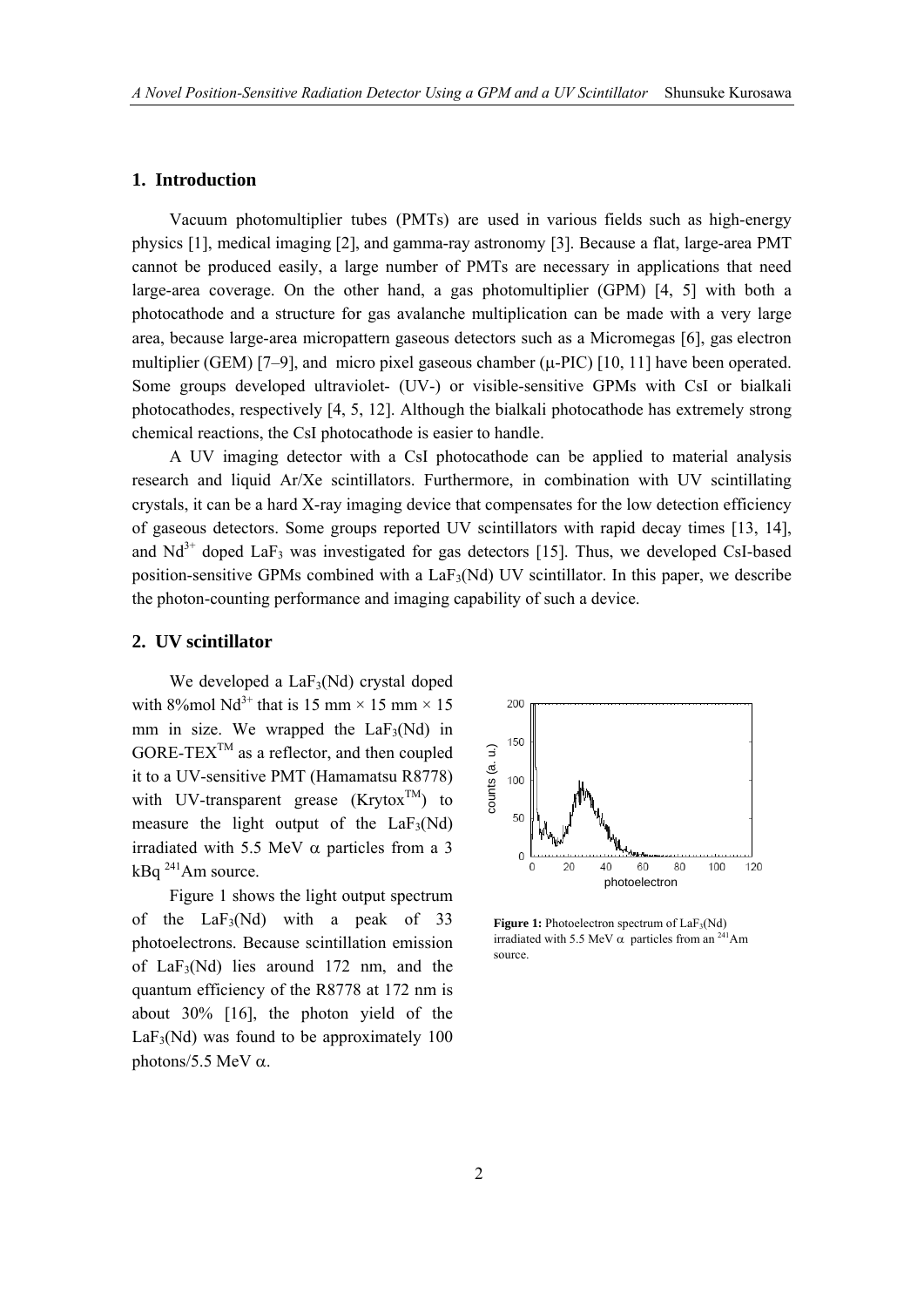## 1. Introduction

Vacuum photomultiplier tubes (PMTs) are used in various fields such as high-energy physics [1], medical imaging [2], and gamma-ray astronomy [3]. Because a flat, large-area PMT cannot be produced easily, a large number of PMTs are necessary in applications that need large-area coverage. On the other hand, a gas photomultiplier (GPM) [4, 5] with both a photocathode and a structure for gas avalanche multiplication can be made with a very large area, because large-area micropattern gaseous detectors such as a Micromegas [6], gas electron multiplier (GEM) [7–9], and micro pixel gaseous chamber (μ-PIC) [10, 11] have been operated. Some groups developed ultraviolet- (UV-) or visible-sensitive GPMs with CsI or bialkali photocathodes, respectively [4, 5, 12]. Although the bialkali photocathode has extremely strong chemical reactions, the CsI photocathode is easier to handle.

A UV imaging detector with a CsI photocathode can be applied to material analysis research and liquid Ar/Xe scintillators. Furthermore, in combination with UV scintillating crystals, it can be a hard X-ray imaging device that compensates for the low detection efficiency of gaseous detectors. Some groups reported UV scintillators with rapid decay times [13, 14], and $Nd^{3+}$ doped $LaF_3$ was investigated for gas detectors [15]. Thus, we developed CsI-based position-sensitive GPMs combined with a $LaF_3$(Nd) UV scintillator. In this paper, we describe the photon-counting performance and imaging capability of such a device.

## 2. UV scintillator

We developed a $LaF_3$(Nd) crystal doped with 8%mol $Nd^{3+}$ that is 15 mm × 15 mm × 15 mm in size. We wrapped the $LaF_3$(Nd) in GORE-TEX™ as a reflector, and then coupled it to a UV-sensitive PMT (Hamamatsu R8778) with UV-transparent grease (Krytox™) to measure the light output of the $LaF_3$(Nd) irradiated with 5.5 MeV α particles from a 3 kBq $^{241}$Am source.

Figure 1 shows the light output spectrum of the $LaF_3$(Nd) with a peak of 33 photoelectrons. Because scintillation emission of $LaF_3$(Nd) lies around 172 nm, and the quantum efficiency of the R8778 at 172 nm is about 30% [16], the photon yield of the $LaF_3$(Nd) was found to be approximately 100 photons/5.5 MeV α.

counts (a. u.)
200
150
100
50
0
0 20 40 60 80 100 120
photoelectron

**Figure 1:** Photoelectron spectrum of $LaF_3$(Nd) irradiated with 5.5 MeV α particles from an $^{241}$Am source.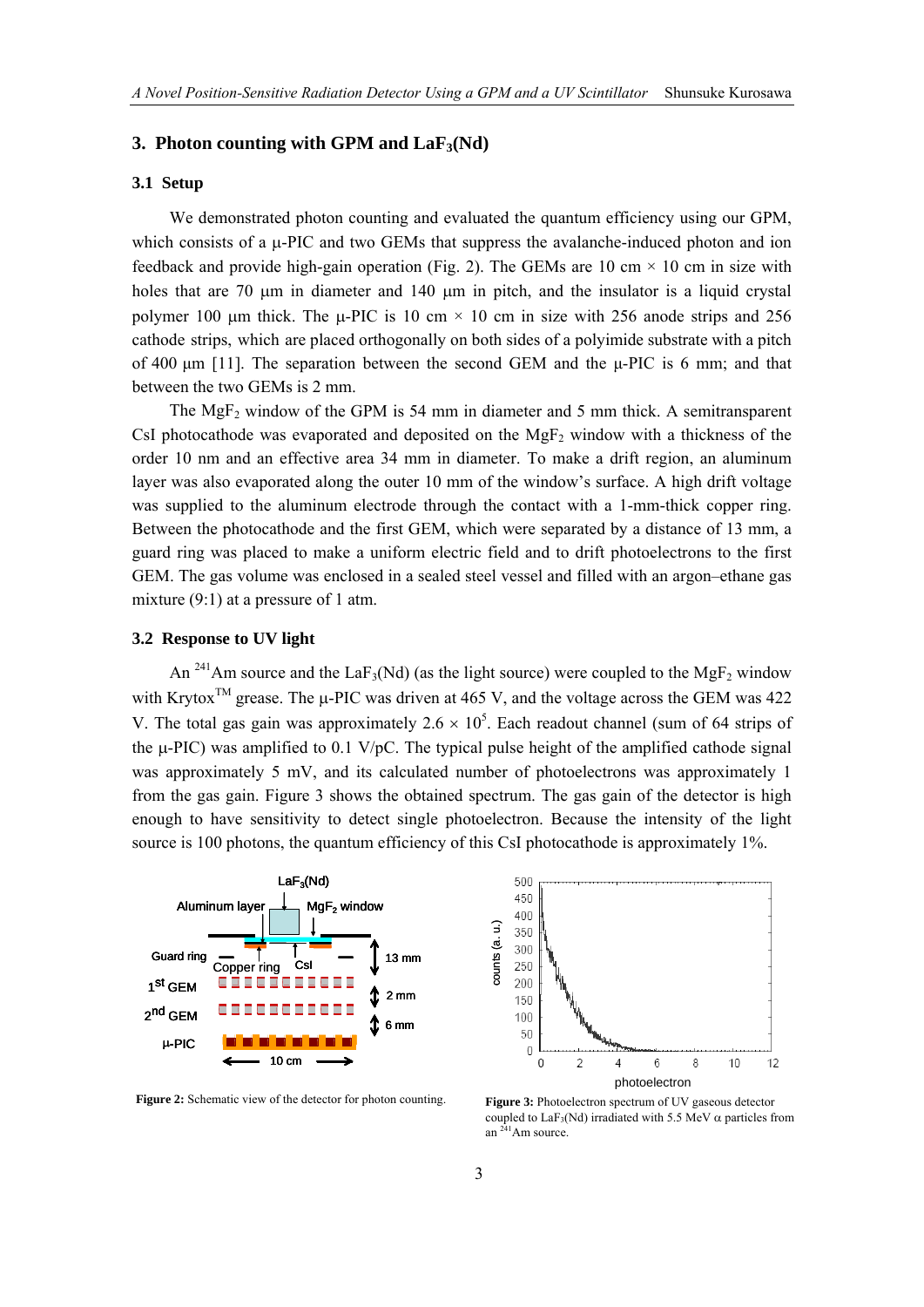## 3. Photon counting with GPM and $LaF_3$(Nd)

### 3.1 Setup

We demonstrated photon counting and evaluated the quantum efficiency using our GPM, which consists of a μ-PIC and two GEMs that suppress the avalanche-induced photon and ion feedback and provide high-gain operation (Fig. 2). The GEMs are 10 cm × 10 cm in size with holes that are 70 μm in diameter and 140 μm in pitch, and the insulator is a liquid crystal polymer 100 μm thick. The μ-PIC is 10 cm × 10 cm in size with 256 anode strips and 256 cathode strips, which are placed orthogonally on both sides of a polyimide substrate with a pitch of 400 μm [11]. The separation between the second GEM and the μ-PIC is 6 mm; and that between the two GEMs is 2 mm.

The $MgF_2$ window of the GPM is 54 mm in diameter and 5 mm thick. A semitransparent CsI photocathode was evaporated and deposited on the $MgF_2$ window with a thickness of the order 10 nm and an effective area 34 mm in diameter. To make a drift region, an aluminum layer was also evaporated along the outer 10 mm of the window's surface. A high drift voltage was supplied to the aluminum electrode through the contact with a 1-mm-thick copper ring. Between the photocathode and the first GEM, which were separated by a distance of 13 mm, a guard ring was placed to make a uniform electric field and to drift photoelectrons to the first GEM. The gas volume was enclosed in a sealed steel vessel and filled with an argon–ethane gas mixture (9:1) at a pressure of 1 atm.

### 3.2 Response to UV light

An $^{241}$Am source and the $LaF_3$(Nd) (as the light source) were coupled to the $MgF_2$ window with Krytox™ grease. The μ-PIC was driven at 465 V, and the voltage across the GEM was 422 V. The total gas gain was approximately $2.6 \times 10^5$. Each readout channel (sum of 64 strips of the μ-PIC) was amplified to 0.1 V/pC. The typical pulse height of the amplified cathode signal was approximately 5 mV, and its calculated number of photoelectrons was approximately 1 from the gas gain. Figure 3 shows the obtained spectrum. The gas gain of the detector is high enough to have sensitivity to detect single photoelectron. Because the intensity of the light source is 100 photons, the quantum efficiency of this CsI photocathode is approximately 1%.

$LaF_3$(Nd)
Aluminum layer
$MgF_2$ window
Guard ring
Copper ring
CsI
13 mm
1st GEM
2 mm
2nd GEM
6 mm
μ-PIC
10 cm

**Figure 2:** Schematic view of the detector for photon counting.

counts (a. u.)
500
450
400
350
300
250
200
150
100
50
0
0
2
4
6
8
10
12
photoelectron

**Figure 3:** Photoelectron spectrum of UV gaseous detector coupled to $LaF_3$(Nd) irradiated with 5.5 MeV α particles from an $^{241}$Am source.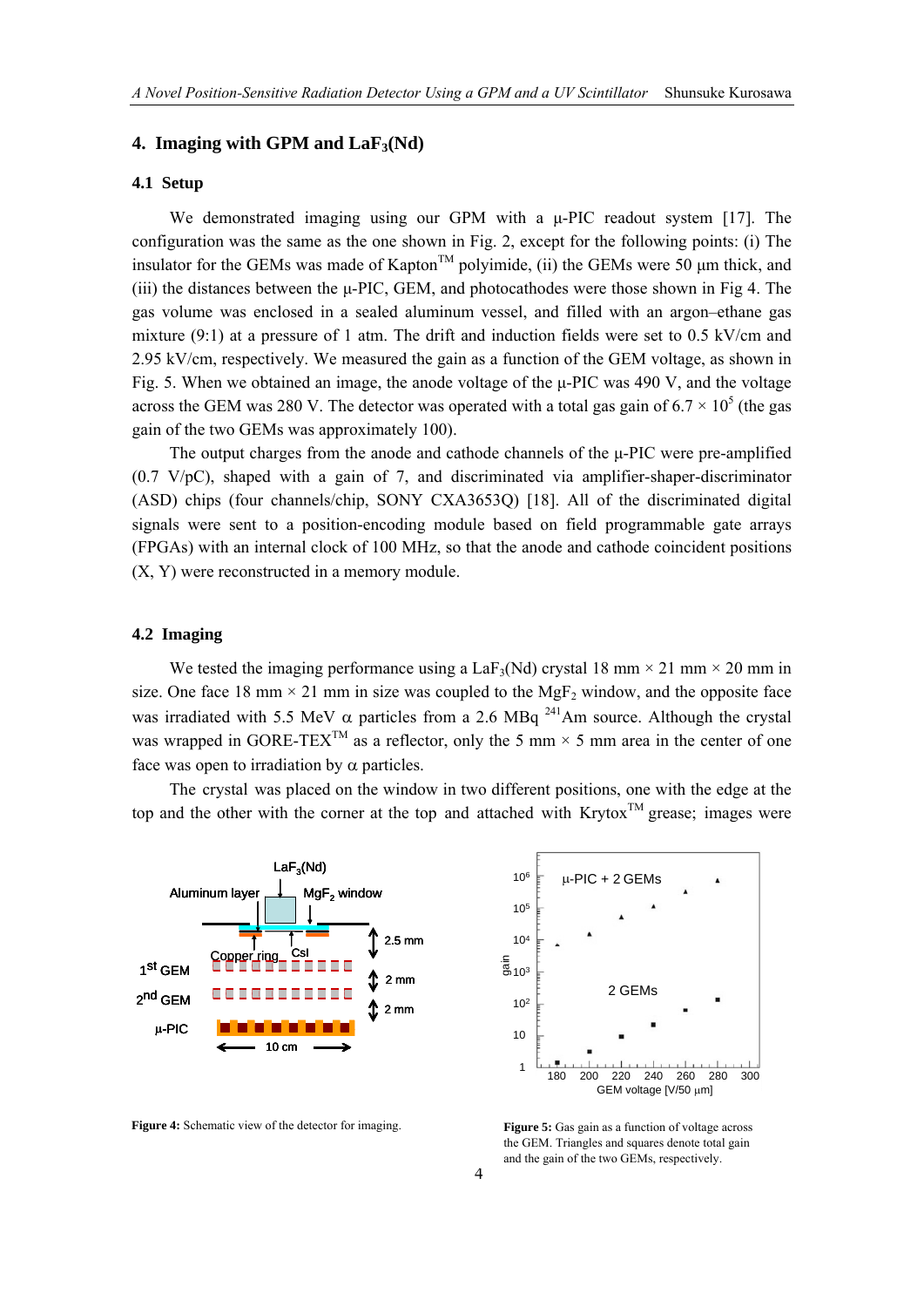## 4. Imaging with GPM and $LaF_3$(Nd)

### 4.1 Setup

We demonstrated imaging using our GPM with a μ-PIC readout system [17]. The configuration was the same as the one shown in Fig. 2, except for the following points: (i) The insulator for the GEMs was made of Kapton™ polyimide, (ii) the GEMs were 50 μm thick, and (iii) the distances between the μ-PIC, GEM, and photocathodes were those shown in Fig 4. The gas volume was enclosed in a sealed aluminum vessel, and filled with an argon–ethane gas mixture (9:1) at a pressure of 1 atm. The drift and induction fields were set to 0.5 kV/cm and 2.95 kV/cm, respectively. We measured the gain as a function of the GEM voltage, as shown in Fig. 5. When we obtained an image, the anode voltage of the μ-PIC was 490 V, and the voltage across the GEM was 280 V. The detector was operated with a total gas gain of $6.7 \times 10^5$ (the gas gain of the two GEMs was approximately 100).

The output charges from the anode and cathode channels of the μ-PIC were pre-amplified (0.7 V/pC), shaped with a gain of 7, and discriminated via amplifier-shaper-discriminator (ASD) chips (four channels/chip, SONY CXA3653Q) [18]. All of the discriminated digital signals were sent to a position-encoding module based on field programmable gate arrays (FPGAs) with an internal clock of 100 MHz, so that the anode and cathode coincident positions (X, Y) were reconstructed in a memory module.

### 4.2 Imaging

We tested the imaging performance using a $LaF_3$(Nd) crystal 18 mm × 21 mm × 20 mm in size. One face 18 mm × 21 mm in size was coupled to the $MgF_2$ window, and the opposite face was irradiated with 5.5 MeV α particles from a 2.6 MBq $^{241}$Am source. Although the crystal was wrapped in GORE-TEX™ as a reflector, only the 5 mm × 5 mm area in the center of one face was open to irradiation by α particles.

The crystal was placed on the window in two different positions, one with the edge at the top and the other with the corner at the top and attached with Krytox™ grease; images were

$LaF_3$(Nd)
Aluminum layer
$MgF_2$ window
2.5 mm
Copper ring
CsI
1st GEM
2 mm
2nd GEM
2 mm
μ-PIC
10 cm

**Figure 4:** Schematic view of the detector for imaging.

$10^6$
$10^5$
$10^4$
$10^3$
$10^2$
10
1
gain
μ-PIC + 2 GEMs
2 GEMs
180 200 220 240 260 280 300
GEM voltage [V/50 μm]

**Figure 5:** Gas gain as a function of voltage across the GEM. Triangles and squares denote total gain and the gain of the two GEMs, respectively.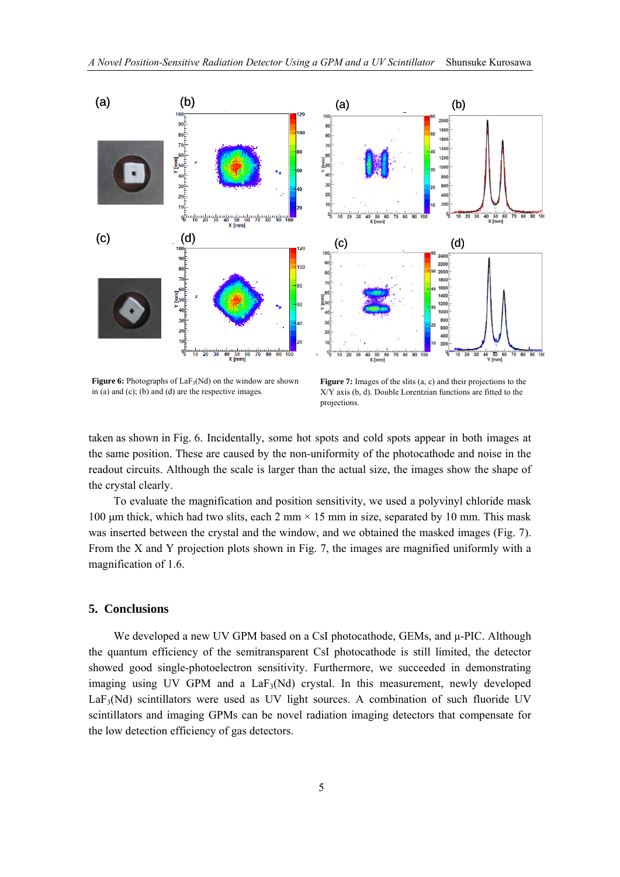Figure 6: Photographs of $LaF_3$(Nd) on the window are shown in (a) and (c); (b) and (d) are the respective images.

Figure 7: Images of the slits (a, c) and their projections to the X/Y axis (b, d). Double Lorentzian functions are fitted to the projections.

taken as shown in Fig. 6. Incidentally, some hot spots and cold spots appear in both images at the same position. These are caused by the non-uniformity of the photocathode and noise in the readout circuits. Although the scale is larger than the actual size, the images show the shape of the crystal clearly.

To evaluate the magnification and position sensitivity, we used a polyvinyl chloride mask 100 μm thick, which had two slits, each 2 mm × 15 mm in size, separated by 10 mm. This mask was inserted between the crystal and the window, and we obtained the masked images (Fig. 7). From the X and Y projection plots shown in Fig. 7, the images are magnified uniformly with a magnification of 1.6.

## 5. Conclusions

We developed a new UV GPM based on a CsI photocathode, GEMs, and μ-PIC. Although the quantum efficiency of the semitransparent CsI photocathode is still limited, the detector showed good single-photoelectron sensitivity. Furthermore, we succeeded in demonstrating imaging using UV GPM and a $LaF_3$(Nd) crystal. In this measurement, newly developed $LaF_3$(Nd) scintillators were used as UV light sources. A combination of such fluoride UV scintillators and imaging GPMs can be novel radiation imaging detectors that compensate for the low detection efficiency of gas detectors.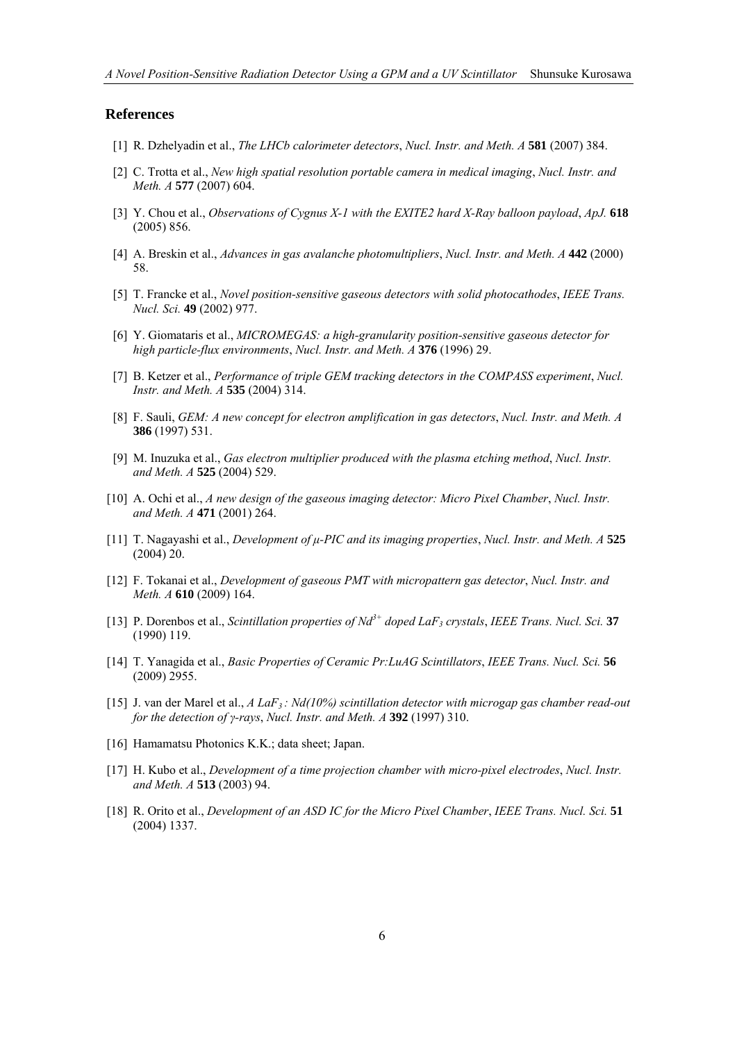## References

[1] R. Dzhelyadin et al., *The LHCb calorimeter detectors*, *Nucl. Instr. and Meth. A* **581** (2007) 384.

[2] C. Trotta et al., *New high spatial resolution portable camera in medical imaging*, *Nucl. Instr. and Meth. A* **577** (2007) 604.

[3] Y. Chou et al., *Observations of Cygnus X-1 with the EXITE2 hard X-Ray balloon payload*, *ApJ.* **618** (2005) 856.

[4] A. Breskin et al., *Advances in gas avalanche photomultipliers*, *Nucl. Instr. and Meth. A* **442** (2000) 58.

[5] T. Francke et al., *Novel position-sensitive gaseous detectors with solid photocathodes*, *IEEE Trans. Nucl. Sci.* **49** (2002) 977.

[6] Y. Giomataris et al., *MICROMEGAS: a high-granularity position-sensitive gaseous detector for high particle-flux environments*, *Nucl. Instr. and Meth. A* **376** (1996) 29.

[7] B. Ketzer et al., *Performance of triple GEM tracking detectors in the COMPASS experiment*, *Nucl. Instr. and Meth. A* **535** (2004) 314.

[8] F. Sauli, *GEM: A new concept for electron amplification in gas detectors*, *Nucl. Instr. and Meth. A* **386** (1997) 531.

[9] M. Inuzuka et al., *Gas electron multiplier produced with the plasma etching method*, *Nucl. Instr. and Meth. A* **525** (2004) 529.

[10] A. Ochi et al., *A new design of the gaseous imaging detector: Micro Pixel Chamber*, *Nucl. Instr. and Meth. A* **471** (2001) 264.

[11] T. Nagayashi et al., *Development of μ-PIC and its imaging properties*, *Nucl. Instr. and Meth. A* **525** (2004) 20.

[12] F. Tokanai et al., *Development of gaseous PMT with micropattern gas detector*, *Nucl. Instr. and Meth. A* **610** (2009) 164.

[13] P. Dorenbos et al., *Scintillation properties of $Nd^{3+}$ doped $LaF_3$ crystals*, *IEEE Trans. Nucl. Sci.* **37** (1990) 119.

[14] T. Yanagida et al., *Basic Properties of Ceramic Pr:LuAG Scintillators*, *IEEE Trans. Nucl. Sci.* **56** (2009) 2955.

[15] J. van der Marel et al., *A $LaF_3$ : Nd(10%) scintillation detector with microgap gas chamber read-out for the detection of γ-rays*, *Nucl. Instr. and Meth. A* **392** (1997) 310.

[16] Hamamatsu Photonics K.K.; data sheet; Japan.

[17] H. Kubo et al., *Development of a time projection chamber with micro-pixel electrodes*, *Nucl. Instr. and Meth. A* **513** (2003) 94.

[18] R. Orito et al., *Development of an ASD IC for the Micro Pixel Chamber*, *IEEE Trans. Nucl. Sci.* **51** (2004) 1337.